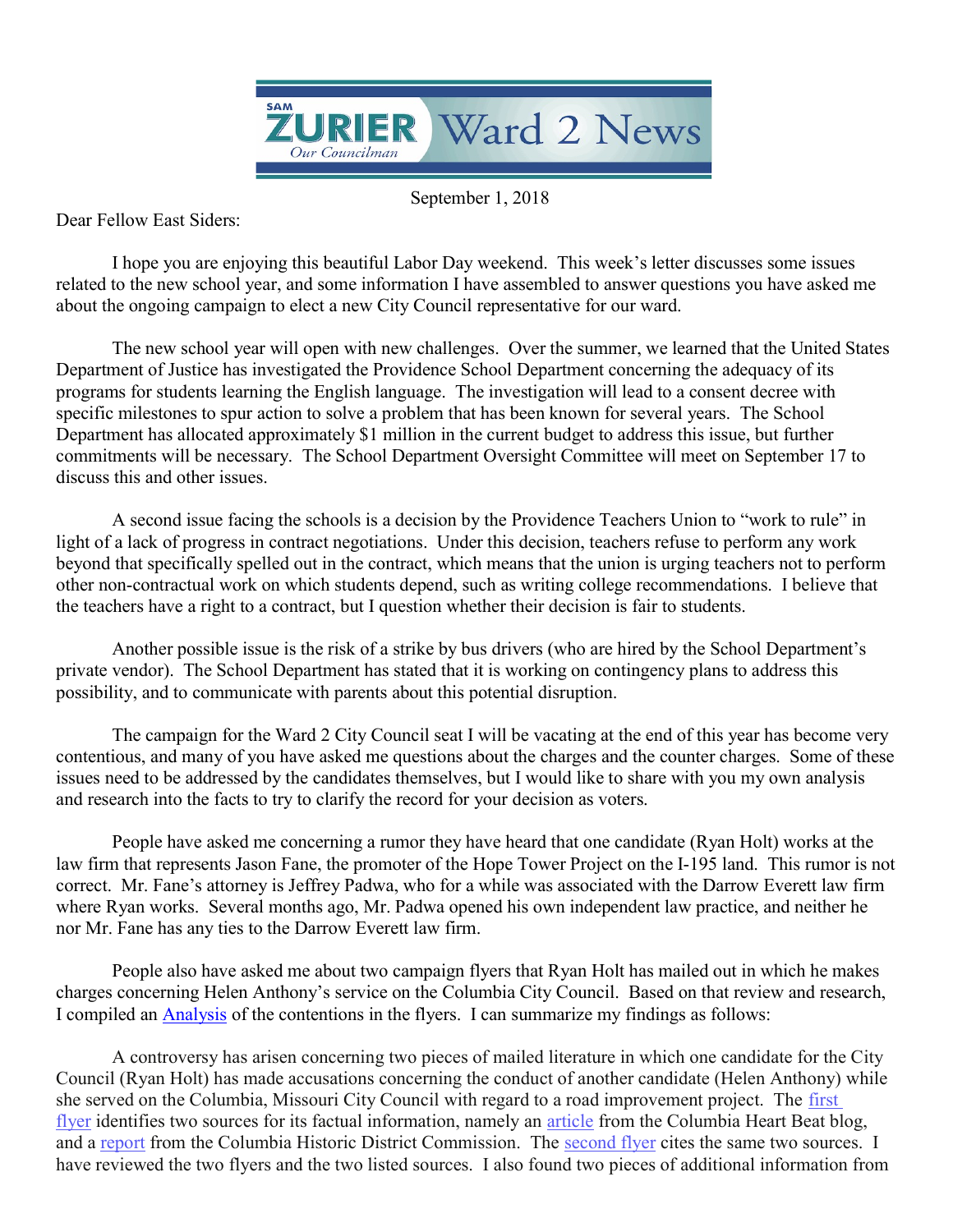# SAM ZURIER Our Councilman — Ward 2 News

September 1, 2018

Dear Fellow East Siders:

I hope you are enjoying this beautiful Labor Day weekend. This week's letter discusses some issues related to the new school year, and some information I have assembled to answer questions you have asked me about the ongoing campaign to elect a new City Council representative for our ward.

The new school year will open with new challenges. Over the summer, we learned that the United States Department of Justice has investigated the Providence School Department concerning the adequacy of its programs for students learning the English language. The investigation will lead to a consent decree with specific milestones to spur action to solve a problem that has been known for several years. The School Department has allocated approximately $1 million in the current budget to address this issue, but further commitments will be necessary. The School Department Oversight Committee will meet on September 17 to discuss this and other issues.

A second issue facing the schools is a decision by the Providence Teachers Union to "work to rule" in light of a lack of progress in contract negotiations. Under this decision, teachers refuse to perform any work beyond that specifically spelled out in the contract, which means that the union is urging teachers not to perform other non-contractual work on which students depend, such as writing college recommendations. I believe that the teachers have a right to a contract, but I question whether their decision is fair to students.

Another possible issue is the risk of a strike by bus drivers (who are hired by the School Department's private vendor). The School Department has stated that it is working on contingency plans to address this possibility, and to communicate with parents about this potential disruption.

The campaign for the Ward 2 City Council seat I will be vacating at the end of this year has become very contentious, and many of you have asked me questions about the charges and the counter charges. Some of these issues need to be addressed by the candidates themselves, but I would like to share with you my own analysis and research into the facts to try to clarify the record for your decision as voters.

People have asked me concerning a rumor they have heard that one candidate (Ryan Holt) works at the law firm that represents Jason Fane, the promoter of the Hope Tower Project on the I-195 land. This rumor is not correct. Mr. Fane's attorney is Jeffrey Padwa, who for a while was associated with the Darrow Everett law firm where Ryan works. Several months ago, Mr. Padwa opened his own independent law practice, and neither he nor Mr. Fane has any ties to the Darrow Everett law firm.

People also have asked me about two campaign flyers that Ryan Holt has mailed out in which he makes charges concerning Helen Anthony's service on the Columbia City Council. Based on that review and research, I compiled an Analysis of the contentions in the flyers. I can summarize my findings as follows:

A controversy has arisen concerning two pieces of mailed literature in which one candidate for the City Council (Ryan Holt) has made accusations concerning the conduct of another candidate (Helen Anthony) while she served on the Columbia, Missouri City Council with regard to a road improvement project. The first flyer identifies two sources for its factual information, namely an article from the Columbia Heart Beat blog, and a report from the Columbia Historic District Commission. The second flyer cites the same two sources. I have reviewed the two flyers and the two listed sources. I also found two pieces of additional information from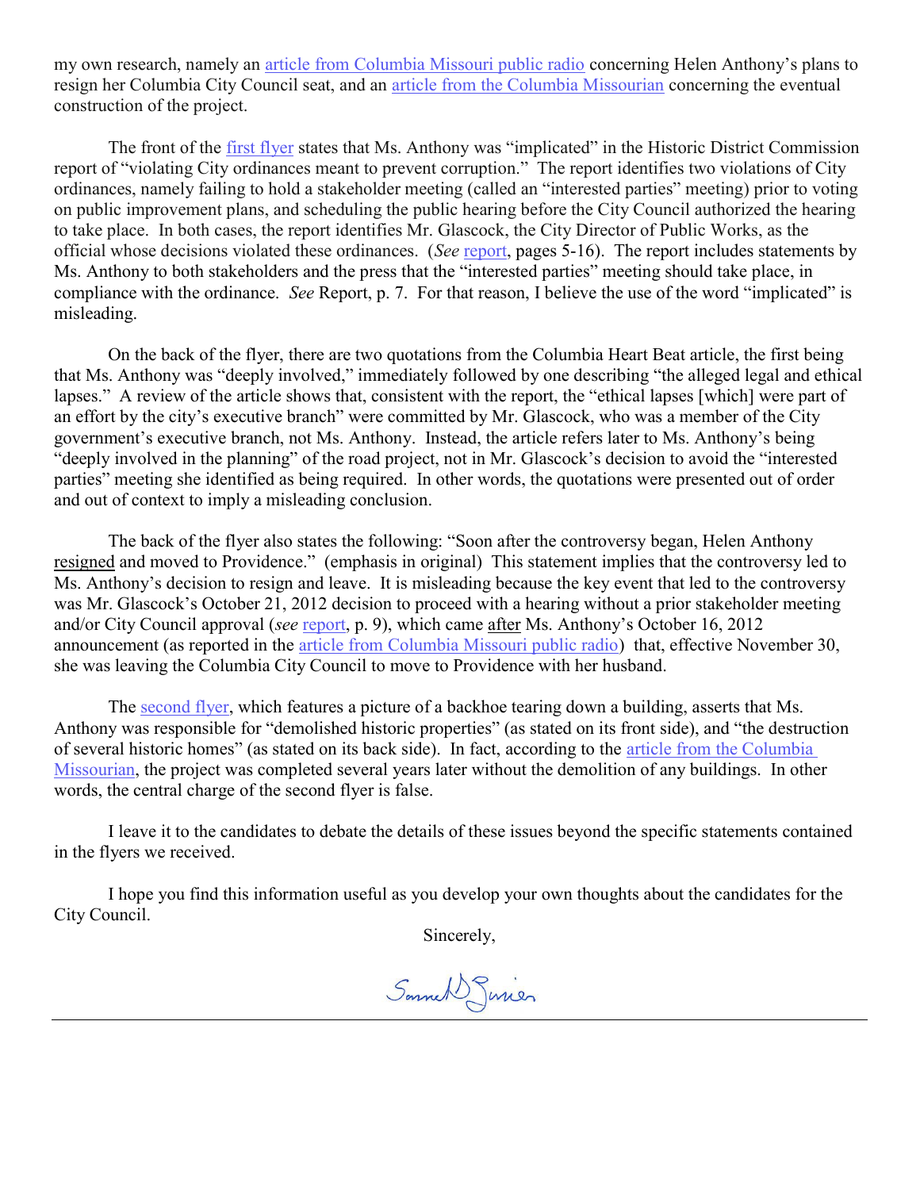my own research, namely an article from Columbia Missouri public radio concerning Helen Anthony's plans to resign her Columbia City Council seat, and an article from the Columbia Missourian concerning the eventual construction of the project.

The front of the first flyer states that Ms. Anthony was "implicated" in the Historic District Commission report of "violating City ordinances meant to prevent corruption." The report identifies two violations of City ordinances, namely failing to hold a stakeholder meeting (called an "interested parties" meeting) prior to voting on public improvement plans, and scheduling the public hearing before the City Council authorized the hearing to take place. In both cases, the report identifies Mr. Glascock, the City Director of Public Works, as the official whose decisions violated these ordinances. (*See* report, pages 5-16). The report includes statements by Ms. Anthony to both stakeholders and the press that the "interested parties" meeting should take place, in compliance with the ordinance. *See* Report, p. 7. For that reason, I believe the use of the word "implicated" is misleading.

On the back of the flyer, there are two quotations from the Columbia Heart Beat article, the first being that Ms. Anthony was "deeply involved," immediately followed by one describing "the alleged legal and ethical lapses." A review of the article shows that, consistent with the report, the "ethical lapses [which] were part of an effort by the city's executive branch" were committed by Mr. Glascock, who was a member of the City government's executive branch, not Ms. Anthony. Instead, the article refers later to Ms. Anthony's being "deeply involved in the planning" of the road project, not in Mr. Glascock's decision to avoid the "interested parties" meeting she identified as being required. In other words, the quotations were presented out of order and out of context to imply a misleading conclusion.

The back of the flyer also states the following: "Soon after the controversy began, Helen Anthony <u>resigned</u> and moved to Providence." (emphasis in original) This statement implies that the controversy led to Ms. Anthony's decision to resign and leave. It is misleading because the key event that led to the controversy was Mr. Glascock's October 21, 2012 decision to proceed with a hearing without a prior stakeholder meeting and/or City Council approval (*see* report, p. 9), which came <u>after</u> Ms. Anthony's October 16, 2012 announcement (as reported in the article from Columbia Missouri public radio) that, effective November 30, she was leaving the Columbia City Council to move to Providence with her husband.

The second flyer, which features a picture of a backhoe tearing down a building, asserts that Ms. Anthony was responsible for "demolished historic properties" (as stated on its front side), and "the destruction of several historic homes" (as stated on its back side). In fact, according to the article from the Columbia Missourian, the project was completed several years later without the demolition of any buildings. In other words, the central charge of the second flyer is false.

I leave it to the candidates to debate the details of these issues beyond the specific statements contained in the flyers we received.

I hope you find this information useful as you develop your own thoughts about the candidates for the City Council.

Sincerely,

Samuel D. Junier